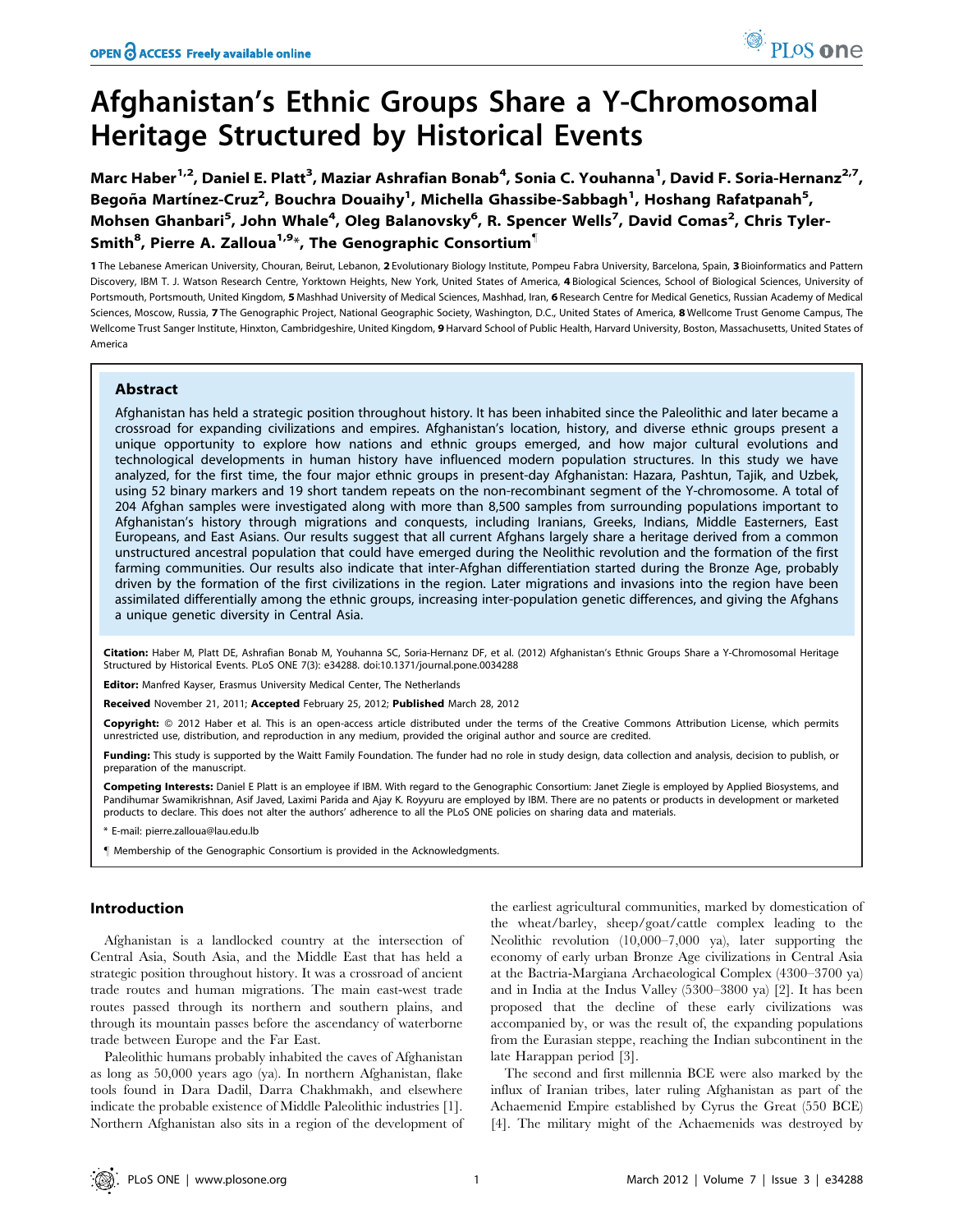# Afghanistan's Ethnic Groups Share a Y-Chromosomal Heritage Structured by Historical Events

Marc Haber[1,2], Daniel E. Platt[3], Maziar Ashrafian Bonab[4], Sonia C. Youhanna[1], David F. Soria-Hernanz[2,7], Begoña Martínez-Cruz[2], Bouchra Douaihy[1], Michella Ghassibe-Sabbagh[1], Hoshang Rafatpanah[5], Mohsen Ghanbari[5], John Whale[4], Oleg Balanovsky[6], R. Spencer Wells[7], David Comas[2], Chris Tyler-Smith[8], Pierre A. Zalloua[1,9]*, The Genographic Consortium[¶]

1 The Lebanese American University, Chouran, Beirut, Lebanon, 2 Evolutionary Biology Institute, Pompeu Fabra University, Barcelona, Spain, 3 Bioinformatics and Pattern Discovery, IBM T. J. Watson Research Centre, Yorktown Heights, New York, United States of America, 4 Biological Sciences, School of Biological Sciences, University of Portsmouth, Portsmouth, United Kingdom, 5 Mashhad University of Medical Sciences, Mashhad, Iran, 6 Research Centre for Medical Genetics, Russian Academy of Medical Sciences, Moscow, Russia, 7 The Genographic Project, National Geographic Society, Washington, D.C., United States of America, 8 Wellcome Trust Genome Campus, The Wellcome Trust Sanger Institute, Hinxton, Cambridgeshire, United Kingdom, 9 Harvard School of Public Health, Harvard University, Boston, Massachusetts, United States of America

## Abstract

Afghanistan has held a strategic position throughout history. It has been inhabited since the Paleolithic and later became a crossroad for expanding civilizations and empires. Afghanistan's location, history, and diverse ethnic groups present a unique opportunity to explore how nations and ethnic groups emerged, and how major cultural evolutions and technological developments in human history have influenced modern population structures. In this study we have analyzed, for the first time, the four major ethnic groups in present-day Afghanistan: Hazara, Pashtun, Tajik, and Uzbek, using 52 binary markers and 19 short tandem repeats on the non-recombinant segment of the Y-chromosome. A total of 204 Afghan samples were investigated along with more than 8,500 samples from surrounding populations important to Afghanistan's history through migrations and conquests, including Iranians, Greeks, Indians, Middle Easterners, East Europeans, and East Asians. Our results suggest that all current Afghans largely share a heritage derived from a common unstructured ancestral population that could have emerged during the Neolithic revolution and the formation of the first farming communities. Our results also indicate that inter-Afghan differentiation started during the Bronze Age, probably driven by the formation of the first civilizations in the region. Later migrations and invasions into the region have been assimilated differentially among the ethnic groups, increasing inter-population genetic differences, and giving the Afghans a unique genetic diversity in Central Asia.

**Citation:** Haber M, Platt DE, Ashrafian Bonab M, Youhanna SC, Soria-Hernanz DF, et al. (2012) Afghanistan's Ethnic Groups Share a Y-Chromosomal Heritage Structured by Historical Events. PLoS ONE 7(3): e34288. doi:10.1371/journal.pone.0034288

**Editor:** Manfred Kayser, Erasmus University Medical Center, The Netherlands

**Received** November 21, 2011; **Accepted** February 25, 2012; **Published** March 28, 2012

**Copyright:** © 2012 Haber et al. This is an open-access article distributed under the terms of the Creative Commons Attribution License, which permits unrestricted use, distribution, and reproduction in any medium, provided the original author and source are credited.

**Funding:** This study is supported by the Waitt Family Foundation. The funder had no role in study design, data collection and analysis, decision to publish, or preparation of the manuscript.

**Competing Interests:** Daniel E Platt is an employee if IBM. With regard to the Genographic Consortium: Janet Ziegle is employed by Applied Biosystems, and Pandihumar Swamikrishnan, Asif Javed, Laximi Parida and Ajay K. Royyuru are employed by IBM. There are no patents or products in development or marketed products to declare. This does not alter the authors' adherence to all the PLoS ONE policies on sharing data and materials.

\* E-mail: pierre.zalloua@lau.edu.lb

¶ Membership of the Genographic Consortium is provided in the Acknowledgments.

## Introduction

Afghanistan is a landlocked country at the intersection of Central Asia, South Asia, and the Middle East that has held a strategic position throughout history. It was a crossroad of ancient trade routes and human migrations. The main east-west trade routes passed through its northern and southern plains, and through its mountain passes before the ascendancy of waterborne trade between Europe and the Far East.

Paleolithic humans probably inhabited the caves of Afghanistan as long as 50,000 years ago (ya). In northern Afghanistan, flake tools found in Dara Dadil, Darra Chakhmakh, and elsewhere indicate the probable existence of Middle Paleolithic industries [1]. Northern Afghanistan also sits in a region of the development of the earliest agricultural communities, marked by domestication of the wheat/barley, sheep/goat/cattle complex leading to the Neolithic revolution (10,000–7,000 ya), later supporting the economy of early urban Bronze Age civilizations in Central Asia at the Bactria-Margiana Archaeological Complex (4300–3700 ya) and in India at the Indus Valley (5300–3800 ya) [2]. It has been proposed that the decline of these early civilizations was accompanied by, or was the result of, the expanding populations from the Eurasian steppe, reaching the Indian subcontinent in the late Harappan period [3].

The second and first millennia BCE were also marked by the influx of Iranian tribes, later ruling Afghanistan as part of the Achaemenid Empire established by Cyrus the Great (550 BCE) [4]. The military might of the Achaemenids was destroyed by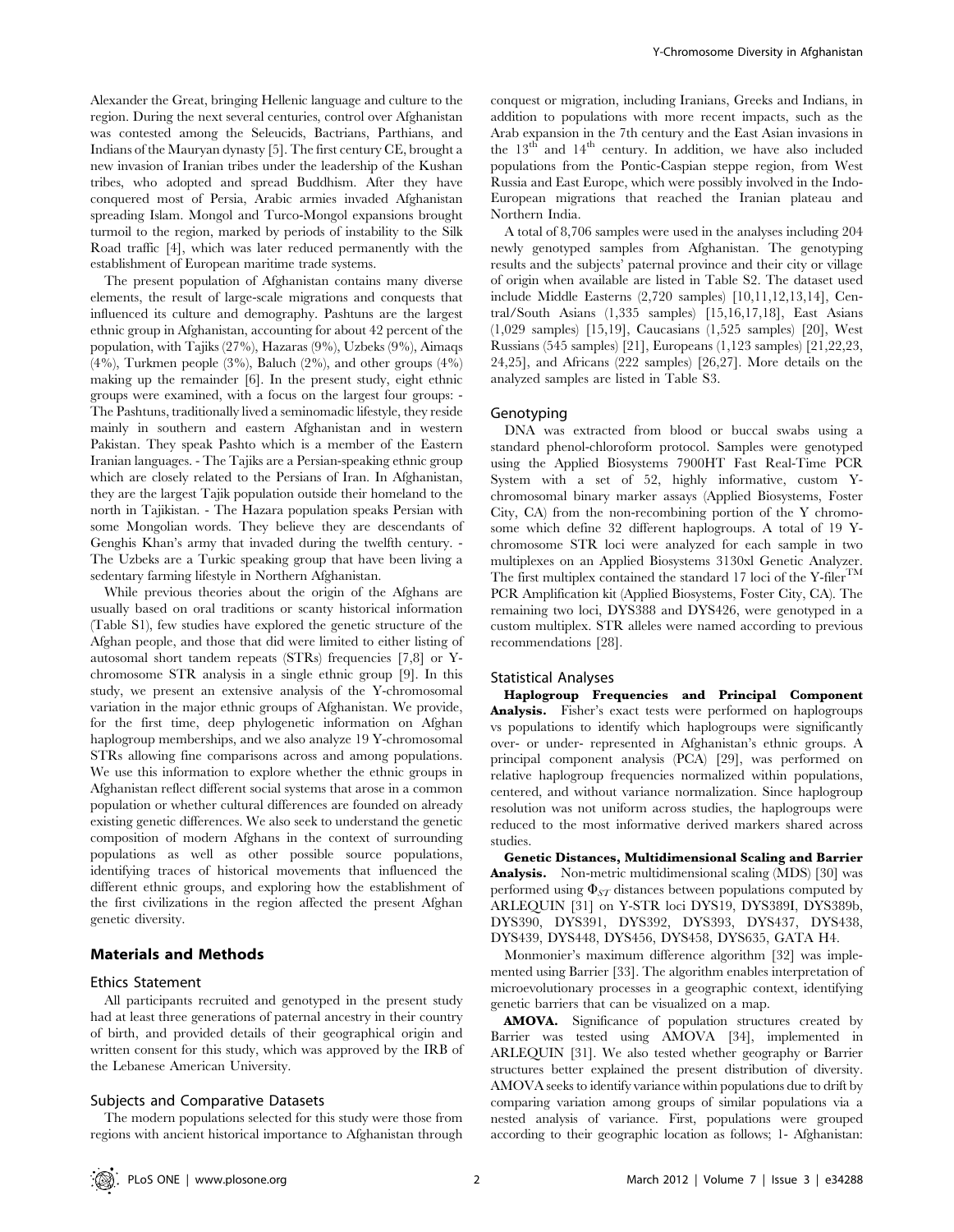Alexander the Great, bringing Hellenic language and culture to the region. During the next several centuries, control over Afghanistan was contested among the Seleucids, Bactrians, Parthians, and Indians of the Mauryan dynasty [5]. The first century CE, brought a new invasion of Iranian tribes under the leadership of the Kushan tribes, who adopted and spread Buddhism. After they have conquered most of Persia, Arabic armies invaded Afghanistan spreading Islam. Mongol and Turco-Mongol expansions brought turmoil to the region, marked by periods of instability to the Silk Road traffic [4], which was later reduced permanently with the establishment of European maritime trade systems.

The present population of Afghanistan contains many diverse elements, the result of large-scale migrations and conquests that influenced its culture and demography. Pashtuns are the largest ethnic group in Afghanistan, accounting for about 42 percent of the population, with Tajiks (27%), Hazaras (9%), Uzbeks (9%), Aimaqs (4%), Turkmen people (3%), Baluch (2%), and other groups (4%) making up the remainder [6]. In the present study, eight ethnic groups were examined, with a focus on the largest four groups: - The Pashtuns, traditionally lived a seminomadic lifestyle, they reside mainly in southern and eastern Afghanistan and in western Pakistan. They speak Pashto which is a member of the Eastern Iranian languages. - The Tajiks are a Persian-speaking ethnic group which are closely related to the Persians of Iran. In Afghanistan, they are the largest Tajik population outside their homeland to the north in Tajikistan. - The Hazara population speaks Persian with some Mongolian words. They believe they are descendants of Genghis Khan's army that invaded during the twelfth century. - The Uzbeks are a Turkic speaking group that have been living a sedentary farming lifestyle in Northern Afghanistan.

While previous theories about the origin of the Afghans are usually based on oral traditions or scanty historical information (Table S1), few studies have explored the genetic structure of the Afghan people, and those that did were limited to either listing of autosomal short tandem repeats (STRs) frequencies [7,8] or Y-chromosome STR analysis in a single ethnic group [9]. In this study, we present an extensive analysis of the Y-chromosomal variation in the major ethnic groups of Afghanistan. We provide, for the first time, deep phylogenetic information on Afghan haplogroup memberships, and we also analyze 19 Y-chromosomal STRs allowing fine comparisons across and among populations. We use this information to explore whether the ethnic groups in Afghanistan reflect different social systems that arose in a common population or whether cultural differences are founded on already existing genetic differences. We also seek to understand the genetic composition of modern Afghans in the context of surrounding populations as well as other possible source populations, identifying traces of historical movements that influenced the different ethnic groups, and exploring how the establishment of the first civilizations in the region affected the present Afghan genetic diversity.

## Materials and Methods

### Ethics Statement

All participants recruited and genotyped in the present study had at least three generations of paternal ancestry in their country of birth, and provided details of their geographical origin and written consent for this study, which was approved by the IRB of the Lebanese American University.

### Subjects and Comparative Datasets

The modern populations selected for this study were those from regions with ancient historical importance to Afghanistan through conquest or migration, including Iranians, Greeks and Indians, in addition to populations with more recent impacts, such as the Arab expansion in the 7th century and the East Asian invasions in the 13th and 14th century. In addition, we have also included populations from the Pontic-Caspian steppe region, from West Russia and East Europe, which were possibly involved in the Indo-European migrations that reached the Iranian plateau and Northern India.

A total of 8,706 samples were used in the analyses including 204 newly genotyped samples from Afghanistan. The genotyping results and the subjects' paternal province and their city or village of origin when available are listed in Table S2. The dataset used include Middle Easterns (2,720 samples) [10,11,12,13,14], Central/South Asians (1,335 samples) [15,16,17,18], East Asians (1,029 samples) [15,19], Caucasians (1,525 samples) [20], West Russians (545 samples) [21], Europeans (1,123 samples) [21,22,23,24,25], and Africans (222 samples) [26,27]. More details on the analyzed samples are listed in Table S3.

### Genotyping

DNA was extracted from blood or buccal swabs using a standard phenol-chloroform protocol. Samples were genotyped using the Applied Biosystems 7900HT Fast Real-Time PCR System with a set of 52, highly informative, custom Y-chromosomal binary marker assays (Applied Biosystems, Foster City, CA) from the non-recombining portion of the Y chromosome which define 32 different haplogroups. A total of 19 Y-chromosome STR loci were analyzed for each sample in two multiplexes on an Applied Biosystems 3130xl Genetic Analyzer. The first multiplex contained the standard 17 loci of the Y-filer™ PCR Amplification kit (Applied Biosystems, Foster City, CA). The remaining two loci, DYS388 and DYS426, were genotyped in a custom multiplex. STR alleles were named according to previous recommendations [28].

### Statistical Analyses

**Haplogroup Frequencies and Principal Component Analysis.** Fisher's exact tests were performed on haplogroups vs populations to identify which haplogroups were significantly over- or under- represented in Afghanistan's ethnic groups. A principal component analysis (PCA) [29], was performed on relative haplogroup frequencies normalized within populations, centered, and without variance normalization. Since haplogroup resolution was not uniform across studies, the haplogroups were reduced to the most informative derived markers shared across studies.

**Genetic Distances, Multidimensional Scaling and Barrier Analysis.** Non-metric multidimensional scaling (MDS) [30] was performed using $\Phi_{ST}$ distances between populations computed by ARLEQUIN [31] on Y-STR loci DYS19, DYS389I, DYS389b, DYS390, DYS391, DYS392, DYS393, DYS437, DYS438, DYS439, DYS448, DYS456, DYS458, DYS635, GATA H4.

Monmonier's maximum difference algorithm [32] was implemented using Barrier [33]. The algorithm enables interpretation of microevolutionary processes in a geographic context, identifying genetic barriers that can be visualized on a map.

**AMOVA.** Significance of population structures created by Barrier was tested using AMOVA [34], implemented in ARLEQUIN [31]. We also tested whether geography or Barrier structures better explained the present distribution of diversity. AMOVA seeks to identify variance within populations due to drift by comparing variation among groups of similar populations via a nested analysis of variance. First, populations were grouped according to their geographic location as follows; 1- Afghanistan: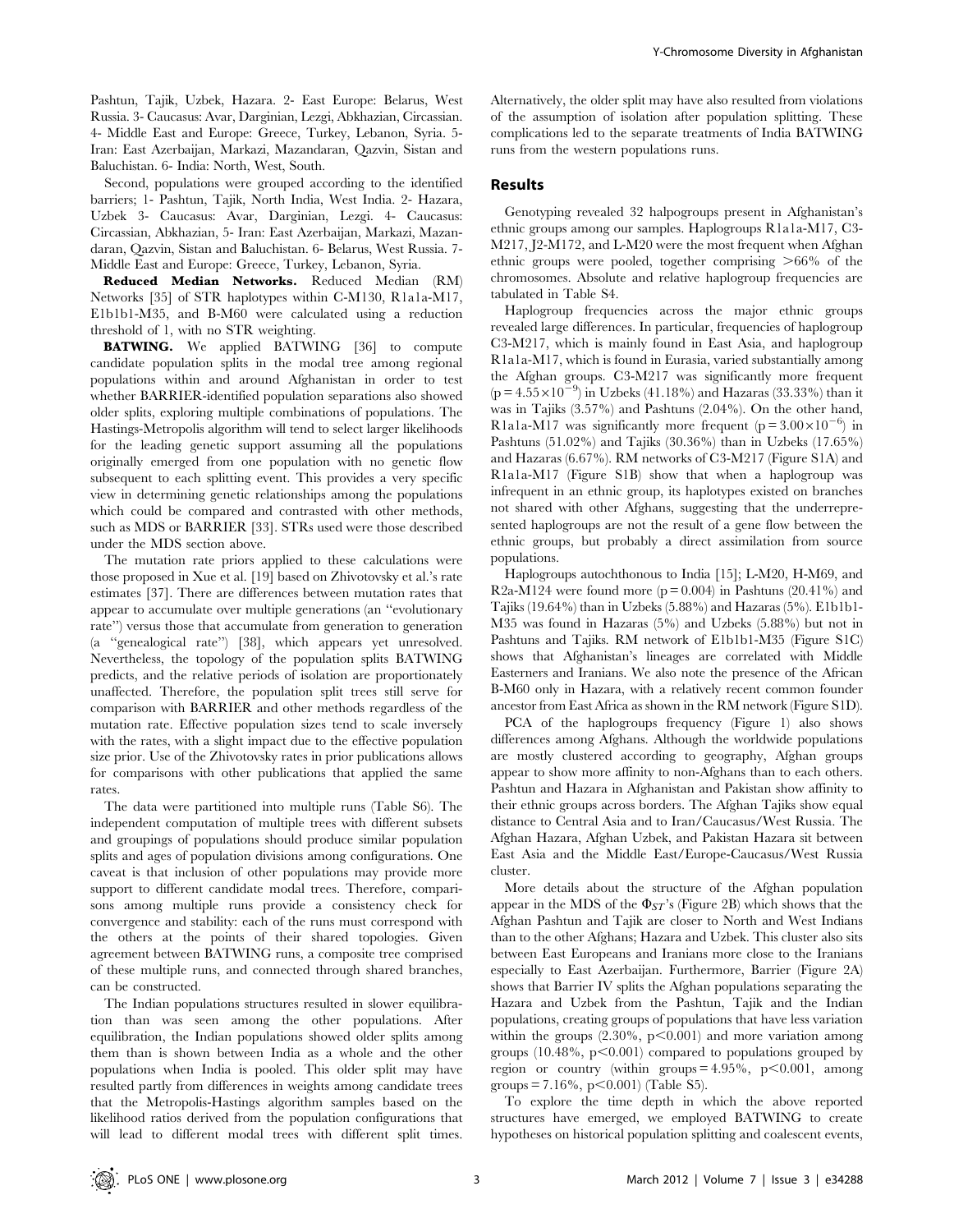Pashtun, Tajik, Uzbek, Hazara. 2- East Europe: Belarus, West Russia. 3- Caucasus: Avar, Darginian, Lezgi, Abkhazian, Circassian. 4- Middle East and Europe: Greece, Turkey, Lebanon, Syria. 5- Iran: East Azerbaijan, Markazi, Mazandaran, Qazvin, Sistan and Baluchistan. 6- India: North, West, South.

Second, populations were grouped according to the identified barriers; 1- Pashtun, Tajik, North India, West India. 2- Hazara, Uzbek 3- Caucasus: Avar, Darginian, Lezgi. 4- Caucasus: Circassian, Abkhazian, 5- Iran: East Azerbaijan, Markazi, Mazandaran, Qazvin, Sistan and Baluchistan. 6- Belarus, West Russia. 7- Middle East and Europe: Greece, Turkey, Lebanon, Syria.

**Reduced Median Networks.** Reduced Median (RM) Networks [35] of STR haplotypes within C-M130, R1a1a-M17, E1b1b1-M35, and B-M60 were calculated using a reduction threshold of 1, with no STR weighting.

**BATWING.** We applied BATWING [36] to compute candidate population splits in the modal tree among regional populations within and around Afghanistan in order to test whether BARRIER-identified population separations also showed older splits, exploring multiple combinations of populations. The Hastings-Metropolis algorithm will tend to select larger likelihoods for the leading genetic support assuming all the populations originally emerged from one population with no genetic flow subsequent to each splitting event. This provides a very specific view in determining genetic relationships among the populations which could be compared and contrasted with other methods, such as MDS or BARRIER [33]. STRs used were those described under the MDS section above.

The mutation rate priors applied to these calculations were those proposed in Xue et al. [19] based on Zhivotovsky et al.'s rate estimates [37]. There are differences between mutation rates that appear to accumulate over multiple generations (an "evolutionary rate") versus those that accumulate from generation to generation (a "genealogical rate") [38], which appears yet unresolved. Nevertheless, the topology of the population splits BATWING predicts, and the relative periods of isolation are proportionately unaffected. Therefore, the population split trees still serve for comparison with BARRIER and other methods regardless of the mutation rate. Effective population sizes tend to scale inversely with the rates, with a slight impact due to the effective population size prior. Use of the Zhivotovsky rates in prior publications allows for comparisons with other publications that applied the same rates.

The data were partitioned into multiple runs (Table S6). The independent computation of multiple trees with different subsets and groupings of populations should produce similar population splits and ages of population divisions among configurations. One caveat is that inclusion of other populations may provide more support to different candidate modal trees. Therefore, comparisons among multiple runs provide a consistency check for convergence and stability: each of the runs must correspond with the others at the points of their shared topologies. Given agreement between BATWING runs, a composite tree comprised of these multiple runs, and connected through shared branches, can be constructed.

The Indian populations structures resulted in slower equilibration than was seen among the other populations. After equilibration, the Indian populations showed older splits among them than is shown between India as a whole and the other populations when India is pooled. This older split may have resulted partly from differences in weights among candidate trees that the Metropolis-Hastings algorithm samples based on the likelihood ratios derived from the population configurations that will lead to different modal trees with different split times. Alternatively, the older split may have also resulted from violations of the assumption of isolation after population splitting. These complications led to the separate treatments of India BATWING runs from the western populations runs.

## Results

Genotyping revealed 32 halpogroups present in Afghanistan's ethnic groups among our samples. Haplogroups R1a1a-M17, C3-M217, J2-M172, and L-M20 were the most frequent when Afghan ethnic groups were pooled, together comprising >66% of the chromosomes. Absolute and relative haplogroup frequencies are tabulated in Table S4.

Haplogroup frequencies across the major ethnic groups revealed large differences. In particular, frequencies of haplogroup C3-M217, which is mainly found in East Asia, and haplogroup R1a1a-M17, which is found in Eurasia, varied substantially among the Afghan groups. C3-M217 was significantly more frequent ($p = 4.55 \times 10^{-9}$) in Uzbeks (41.18%) and Hazaras (33.33%) than it was in Tajiks (3.57%) and Pashtuns (2.04%). On the other hand, R1a1a-M17 was significantly more frequent ($p = 3.00 \times 10^{-6}$) in Pashtuns (51.02%) and Tajiks (30.36%) than in Uzbeks (17.65%) and Hazaras (6.67%). RM networks of C3-M217 (Figure S1A) and R1a1a-M17 (Figure S1B) show that when a haplogroup was infrequent in an ethnic group, its haplotypes existed on branches not shared with other Afghans, suggesting that the underrepresented haplogroups are not the result of a gene flow between the ethnic groups, but probably a direct assimilation from source populations.

Haplogroups autochthonous to India [15]; L-M20, H-M69, and R2a-M124 were found more ($p = 0.004$) in Pashtuns (20.41%) and Tajiks (19.64%) than in Uzbeks (5.88%) and Hazaras (5%). E1b1b1-M35 was found in Hazaras (5%) and Uzbeks (5.88%) but not in Pashtuns and Tajiks. RM network of E1b1b1-M35 (Figure S1C) shows that Afghanistan's lineages are correlated with Middle Easterners and Iranians. We also note the presence of the African B-M60 only in Hazara, with a relatively recent common founder ancestor from East Africa as shown in the RM network (Figure S1D).

PCA of the haplogroups frequency (Figure 1) also shows differences among Afghans. Although the worldwide populations are mostly clustered according to geography, Afghan groups appear to show more affinity to non-Afghans than to each others. Pashtun and Hazara in Afghanistan and Pakistan show affinity to their ethnic groups across borders. The Afghan Tajiks show equal distance to Central Asia and to Iran/Caucasus/West Russia. The Afghan Hazara, Afghan Uzbek, and Pakistan Hazara sit between East Asia and the Middle East/Europe-Caucasus/West Russia cluster.

More details about the structure of the Afghan population appear in the MDS of the $\Phi_{ST}$'s (Figure 2B) which shows that the Afghan Pashtun and Tajik are closer to North and West Indians than to the other Afghans; Hazara and Uzbek. This cluster also sits between East Europeans and Iranians more close to the Iranians especially to East Azerbaijan. Furthermore, Barrier (Figure 2A) shows that Barrier IV splits the Afghan populations separating the Hazara and Uzbek from the Pashtun, Tajik and the Indian populations, creating groups of populations that have less variation within the groups (2.30%, $p < 0.001$) and more variation among groups (10.48%, $p < 0.001$) compared to populations grouped by region or country (within groups = 4.95%, $p < 0.001$, among groups = 7.16%, $p < 0.001$) (Table S5).

To explore the time depth in which the above reported structures have emerged, we employed BATWING to create hypotheses on historical population splitting and coalescent events,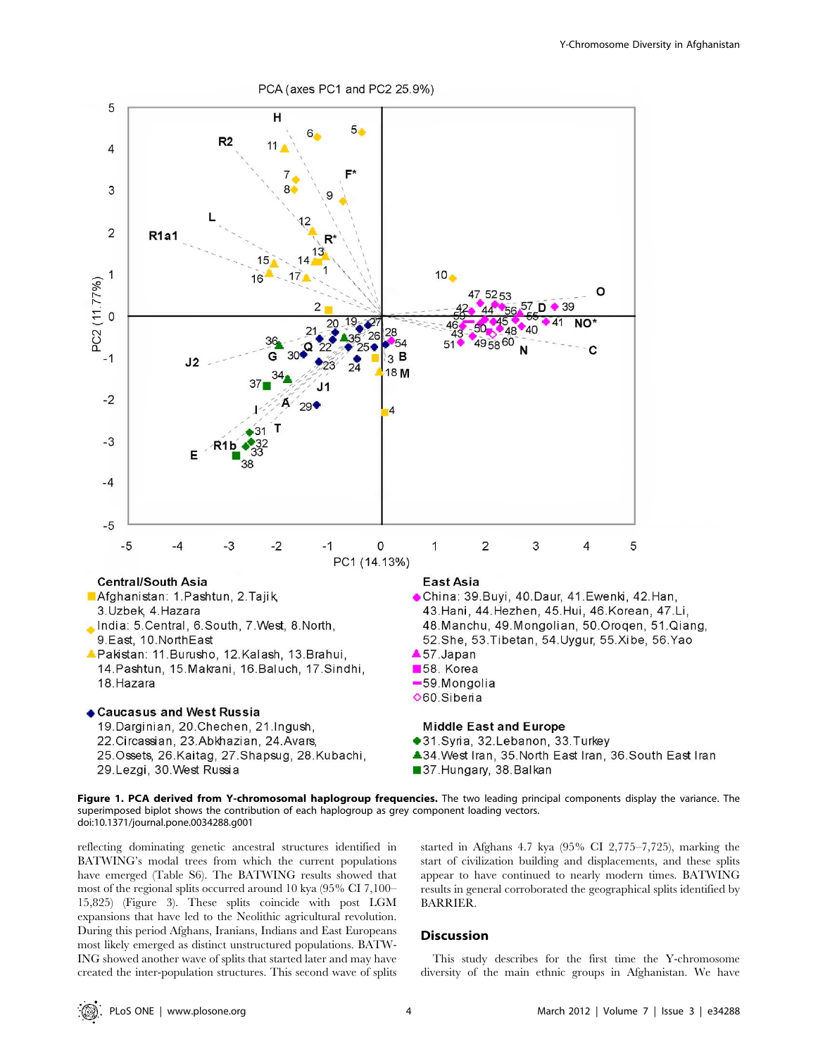**Figure 1. PCA derived from Y-chromosomal haplogroup frequencies.** The two leading principal components display the variance. The superimposed biplot shows the contribution of each haplogroup as grey component loading vectors.
doi:10.1371/journal.pone.0034288.g001

reflecting dominating genetic ancestral structures identified in BATWING's modal trees from which the current populations have emerged (Table S6). The BATWING results showed that most of the regional splits occurred around 10 kya (95% CI 7,100–15,825) (Figure 3). These splits coincide with post LGM expansions that have led to the Neolithic agricultural revolution. During this period Afghans, Iranians, Indians and East Europeans most likely emerged as distinct unstructured populations. BATWING showed another wave of splits that started later and may have created the inter-population structures. This second wave of splits started in Afghans 4.7 kya (95% CI 2,775–7,725), marking the start of civilization building and displacements, and these splits appear to have continued to nearly modern times. BATWING results in general corroborated the geographical splits identified by BARRIER.

## Discussion

This study describes for the first time the Y-chromosome diversity of the main ethnic groups in Afghanistan. We have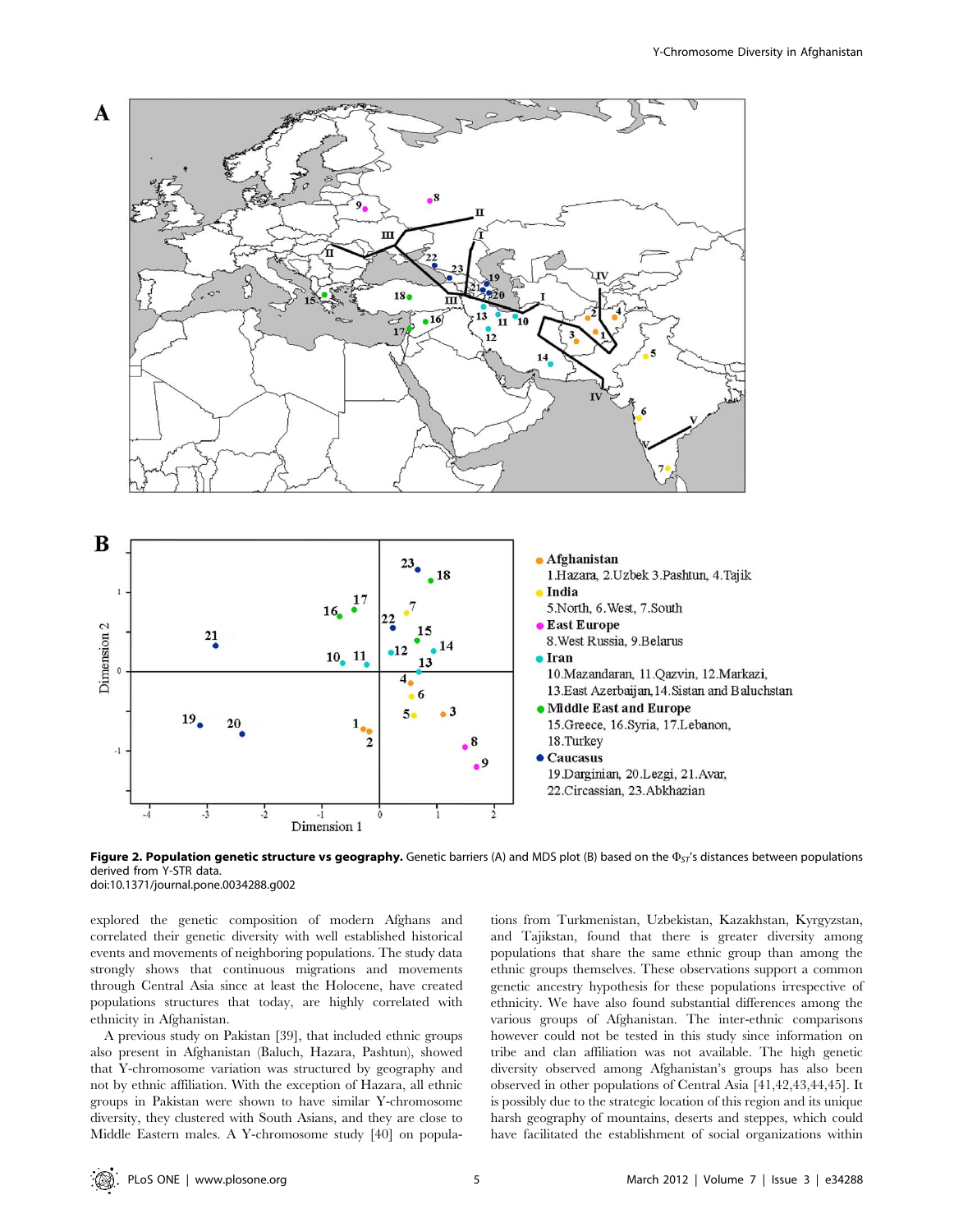**Figure 2. Population genetic structure vs geography.** Genetic barriers (A) and MDS plot (B) based on the $\Phi_{ST}$'s distances between populations derived from Y-STR data.
doi:10.1371/journal.pone.0034288.g002

explored the genetic composition of modern Afghans and correlated their genetic diversity with well established historical events and movements of neighboring populations. The study data strongly shows that continuous migrations and movements through Central Asia since at least the Holocene, have created populations structures that today, are highly correlated with ethnicity in Afghanistan.

A previous study on Pakistan [39], that included ethnic groups also present in Afghanistan (Baluch, Hazara, Pashtun), showed that Y-chromosome variation was structured by geography and not by ethnic affiliation. With the exception of Hazara, all ethnic groups in Pakistan were shown to have similar Y-chromosome diversity, they clustered with South Asians, and they are close to Middle Eastern males. A Y-chromosome study [40] on populations from Turkmenistan, Uzbekistan, Kazakhstan, Kyrgyzstan, and Tajikstan, found that there is greater diversity among populations that share the same ethnic group than among the ethnic groups themselves. These observations support a common genetic ancestry hypothesis for these populations irrespective of ethnicity. We have also found substantial differences among the various groups of Afghanistan. The inter-ethnic comparisons however could not be tested in this study since information on tribe and clan affiliation was not available. The high genetic diversity observed among Afghanistan's groups has also been observed in other populations of Central Asia [41,42,43,44,45]. It is possibly due to the strategic location of this region and its unique harsh geography of mountains, deserts and steppes, which could have facilitated the establishment of social organizations within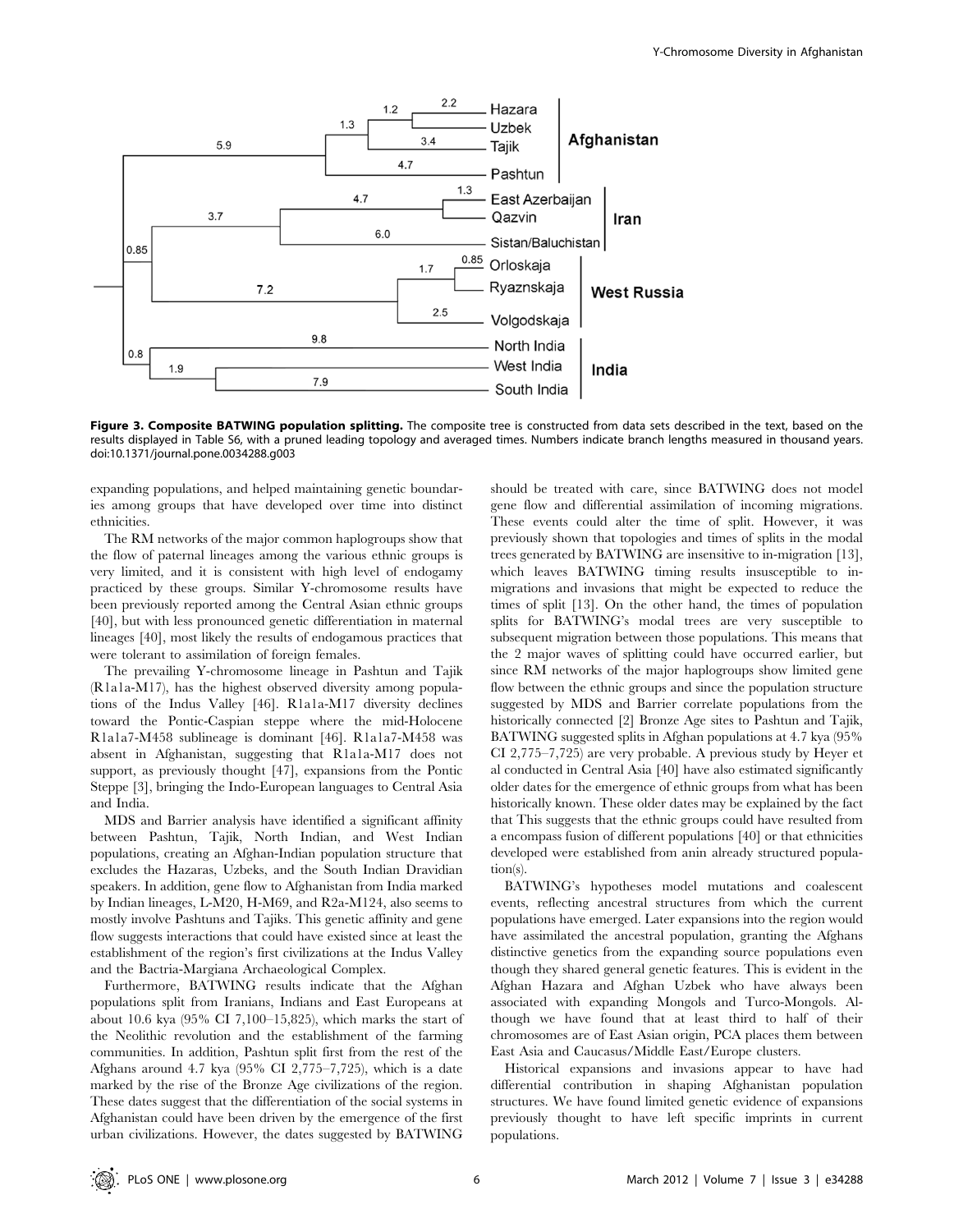**Figure 3. Composite BATWING population splitting.** The composite tree is constructed from data sets described in the text, based on the results displayed in Table S6, with a pruned leading topology and averaged times. Numbers indicate branch lengths measured in thousand years. doi:10.1371/journal.pone.0034288.g003

expanding populations, and helped maintaining genetic boundaries among groups that have developed over time into distinct ethnicities.

The RM networks of the major common haplogroups show that the flow of paternal lineages among the various ethnic groups is very limited, and it is consistent with high level of endogamy practiced by these groups. Similar Y-chromosome results have been previously reported among the Central Asian ethnic groups [40], but with less pronounced genetic differentiation in maternal lineages [40], most likely the results of endogamous practices that were tolerant to assimilation of foreign females.

The prevailing Y-chromosome lineage in Pashtun and Tajik (R1a1a-M17), has the highest observed diversity among populations of the Indus Valley [46]. R1a1a-M17 diversity declines toward the Pontic-Caspian steppe where the mid-Holocene R1a1a7-M458 sublineage is dominant [46]. R1a1a7-M458 was absent in Afghanistan, suggesting that R1a1a-M17 does not support, as previously thought [47], expansions from the Pontic Steppe [3], bringing the Indo-European languages to Central Asia and India.

MDS and Barrier analysis have identified a significant affinity between Pashtun, Tajik, North Indian, and West Indian populations, creating an Afghan-Indian population structure that excludes the Hazaras, Uzbeks, and the South Indian Dravidian speakers. In addition, gene flow to Afghanistan from India marked by Indian lineages, L-M20, H-M69, and R2a-M124, also seems to mostly involve Pashtuns and Tajiks. This genetic affinity and gene flow suggests interactions that could have existed since at least the establishment of the region's first civilizations at the Indus Valley and the Bactria-Margiana Archaeological Complex.

Furthermore, BATWING results indicate that the Afghan populations split from Iranians, Indians and East Europeans at about 10.6 kya (95% CI 7,100–15,825), which marks the start of the Neolithic revolution and the establishment of the farming communities. In addition, Pashtun split first from the rest of the Afghans around 4.7 kya (95% CI 2,775–7,725), which is a date marked by the rise of the Bronze Age civilizations of the region. These dates suggest that the differentiation of the social systems in Afghanistan could have been driven by the emergence of the first urban civilizations. However, the dates suggested by BATWING should be treated with care, since BATWING does not model gene flow and differential assimilation of incoming migrations. These events could alter the time of split. However, it was previously shown that topologies and times of splits in the modal trees generated by BATWING are insensitive to in-migration [13], which leaves BATWING timing results insusceptible to in-migrations and invasions that might be expected to reduce the times of split [13]. On the other hand, the times of population splits for BATWING's modal trees are very susceptible to subsequent migration between those populations. This means that the 2 major waves of splitting could have occurred earlier, but since RM networks of the major haplogroups show limited gene flow between the ethnic groups and since the population structure suggested by MDS and Barrier correlate populations from the historically connected [2] Bronze Age sites to Pashtun and Tajik, BATWING suggested splits in Afghan populations at 4.7 kya (95% CI 2,775–7,725) are very probable. A previous study by Heyer et al conducted in Central Asia [40] have also estimated significantly older dates for the emergence of ethnic groups from what has been historically known. These older dates may be explained by the fact that This suggests that the ethnic groups could have resulted from a encompass fusion of different populations [40] or that ethnicities developed were established from anin already structured population(s).

BATWING's hypotheses model mutations and coalescent events, reflecting ancestral structures from which the current populations have emerged. Later expansions into the region would have assimilated the ancestral population, granting the Afghans distinctive genetics from the expanding source populations even though they shared general genetic features. This is evident in the Afghan Hazara and Afghan Uzbek who have always been associated with expanding Mongols and Turco-Mongols. Although we have found that at least third to half of their chromosomes are of East Asian origin, PCA places them between East Asia and Caucasus/Middle East/Europe clusters.

Historical expansions and invasions appear to have had differential contribution in shaping Afghanistan population structures. We have found limited genetic evidence of expansions previously thought to have left specific imprints in current populations.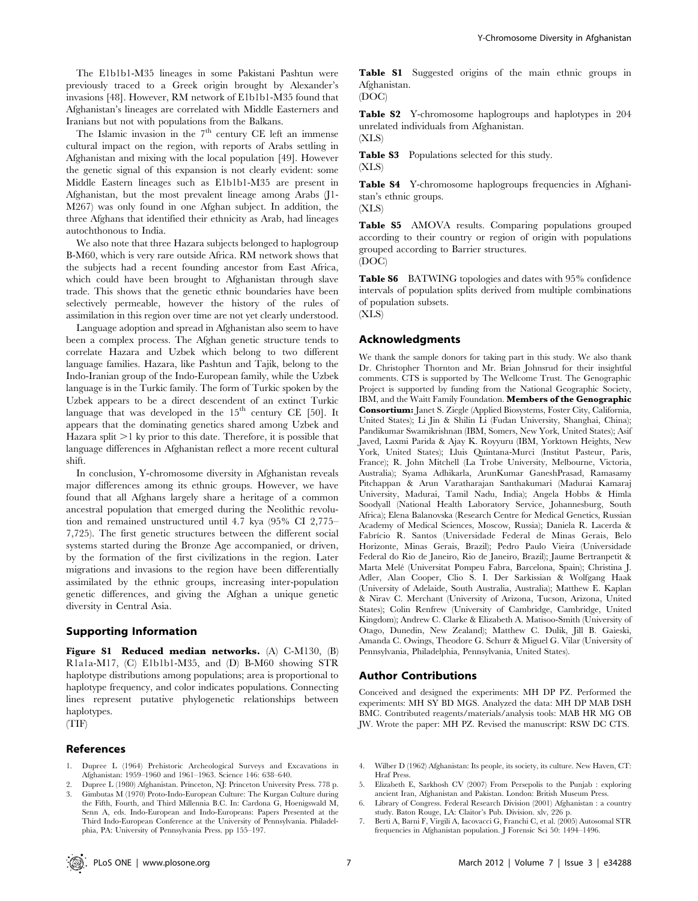The E1b1b1-M35 lineages in some Pakistani Pashtun were previously traced to a Greek origin brought by Alexander's invasions [48]. However, RM network of E1b1b1-M35 found that Afghanistan's lineages are correlated with Middle Easterners and Iranians but not with populations from the Balkans.

The Islamic invasion in the 7[th] century CE left an immense cultural impact on the region, with reports of Arabs settling in Afghanistan and mixing with the local population [49]. However the genetic signal of this expansion is not clearly evident: some Middle Eastern lineages such as E1b1b1-M35 are present in Afghanistan, but the most prevalent lineage among Arabs (J1-M267) was only found in one Afghan subject. In addition, the three Afghans that identified their ethnicity as Arab, had lineages autochthonous to India.

We also note that three Hazara subjects belonged to haplogroup B-M60, which is very rare outside Africa. RM network shows that the subjects had a recent founding ancestor from East Africa, which could have been brought to Afghanistan through slave trade. This shows that the genetic ethnic boundaries have been selectively permeable, however the history of the rules of assimilation in this region over time are not yet clearly understood.

Language adoption and spread in Afghanistan also seem to have been a complex process. The Afghan genetic structure tends to correlate Hazara and Uzbek which belong to two different language families. Hazara, like Pashtun and Tajik, belong to the Indo-Iranian group of the Indo-European family, while the Uzbek language is in the Turkic family. The form of Turkic spoken by the Uzbek appears to be a direct descendent of an extinct Turkic language that was developed in the 15[th] century CE [50]. It appears that the dominating genetics shared among Uzbek and Hazara split >1 ky prior to this date. Therefore, it is possible that language differences in Afghanistan reflect a more recent cultural shift.

In conclusion, Y-chromosome diversity in Afghanistan reveals major differences among its ethnic groups. However, we have found that all Afghans largely share a heritage of a common ancestral population that emerged during the Neolithic revolution and remained unstructured until 4.7 kya (95% CI 2,775–7,725). The first genetic structures between the different social systems started during the Bronze Age accompanied, or driven, by the formation of the first civilizations in the region. Later migrations and invasions to the region have been differentially assimilated by the ethnic groups, increasing inter-population genetic differences, and giving the Afghan a unique genetic diversity in Central Asia.

## Supporting Information

**Figure S1 Reduced median networks.** (A) C-M130, (B) R1a1a-M17, (C) E1b1b1-M35, and (D) B-M60 showing STR haplotype distributions among populations; area is proportional to haplotype frequency, and color indicates populations. Connecting lines represent putative phylogenetic relationships between haplotypes.
(TIF)

**Table S1** Suggested origins of the main ethnic groups in Afghanistan.
(DOC)

**Table S2** Y-chromosome haplogroups and haplotypes in 204 unrelated individuals from Afghanistan.
(XLS)

**Table S3** Populations selected for this study.
(XLS)

**Table S4** Y-chromosome haplogroups frequencies in Afghanistan's ethnic groups.
(XLS)

**Table S5** AMOVA results. Comparing populations grouped according to their country or region of origin with populations grouped according to Barrier structures.
(DOC)

**Table S6** BATWING topologies and dates with 95% confidence intervals of population splits derived from multiple combinations of population subsets.
(XLS)

## Acknowledgments

We thank the sample donors for taking part in this study. We also thank Dr. Christopher Thornton and Mr. Brian Johnsrud for their insightful comments. CTS is supported by The Wellcome Trust. The Genographic Project is supported by funding from the National Geographic Society, IBM, and the Waitt Family Foundation. **Members of the Genographic Consortium:** Janet S. Ziegle (Applied Biosystems, Foster City, California, United States); Li Jin & Shilin Li (Fudan University, Shanghai, China); Pandikumar Swamikrishnan (IBM, Somers, New York, United States); Asif Javed, Laxmi Parida & Ajay K. Royyuru (IBM, Yorktown Heights, New York, United States); Lluis Quintana-Murci (Institut Pasteur, Paris, France); R. John Mitchell (La Trobe University, Melbourne, Victoria, Australia); Syama Adhikarla, ArunKumar GaneshPrasad, Ramasamy Pitchappan & Arun Varatharajan Santhakumari (Madurai Kamaraj University, Madurai, Tamil Nadu, India); Angela Hobbs & Himla Soodyall (National Health Laboratory Service, Johannesburg, South Africa); Elena Balanovska (Research Centre for Medical Genetics, Russian Academy of Medical Sciences, Moscow, Russia); Daniela R. Lacerda & Fabrício R. Santos (Universidade Federal de Minas Gerais, Belo Horizonte, Minas Gerais, Brazil); Pedro Paulo Vieira (Universidade Federal do Rio de Janeiro, Rio de Janeiro, Brazil); Jaume Bertranpetit & Marta Melé (Universitat Pompeu Fabra, Barcelona, Spain); Christina J. Adler, Alan Cooper, Clio S. I. Der Sarkissian & Wolfgang Haak (University of Adelaide, South Australia, Australia); Matthew E. Kaplan & Nirav C. Merchant (University of Arizona, Tucson, Arizona, United States); Colin Renfrew (University of Cambridge, Cambridge, United Kingdom); Andrew C. Clarke & Elizabeth A. Matisoo-Smith (University of Otago, Dunedin, New Zealand); Matthew C. Dulik, Jill B. Gaieski, Amanda C. Owings, Theodore G. Schurr & Miguel G. Vilar (University of Pennsylvania, Philadelphia, Pennsylvania, United States).

## Author Contributions

Conceived and designed the experiments: MH DP PZ. Performed the experiments: MH SY BD MGS. Analyzed the data: MH DP MAB DSH BMC. Contributed reagents/materials/analysis tools: MAB HR MG OB JW. Wrote the paper: MH PZ. Revised the manuscript: RSW DC CTS.

## References

1. Dupree L (1964) Prehistoric Archeological Surveys and Excavations in Afghanistan: 1959–1960 and 1961–1963. Science 146: 638–640.
2. Dupree L (1980) Afghanistan. Princeton, NJ: Princeton University Press. 778 p.
3. Gimbutas M (1970) Proto-Indo-European Culture: The Kurgan Culture during the Fifth, Fourth, and Third Millennia B.C. In: Cardona G, Hoenigswald M, Senn A, eds. Indo-European and Indo-Europeans: Papers Presented at the Third Indo-European Conference at the University of Pennsylvania. Philadelphia, PA: University of Pennsylvania Press. pp 155–197.
4. Wilber D (1962) Afghanistan: Its people, its society, its culture. New Haven, CT: Hraf Press.
5. Elizabeth E, Sarkhosh CV (2007) From Persepolis to the Punjab : exploring ancient Iran, Afghanistan and Pakistan. London: British Museum Press.
6. Library of Congress. Federal Research Division (2001) Afghanistan : a country study. Baton Rouge, LA: Claitor's Pub. Division. xlv, 226 p.
7. Berti A, Barni F, Virgili A, Iacovacci G, Franchi C, et al. (2005) Autosomal STR frequencies in Afghanistan population. J Forensic Sci 50: 1494–1496.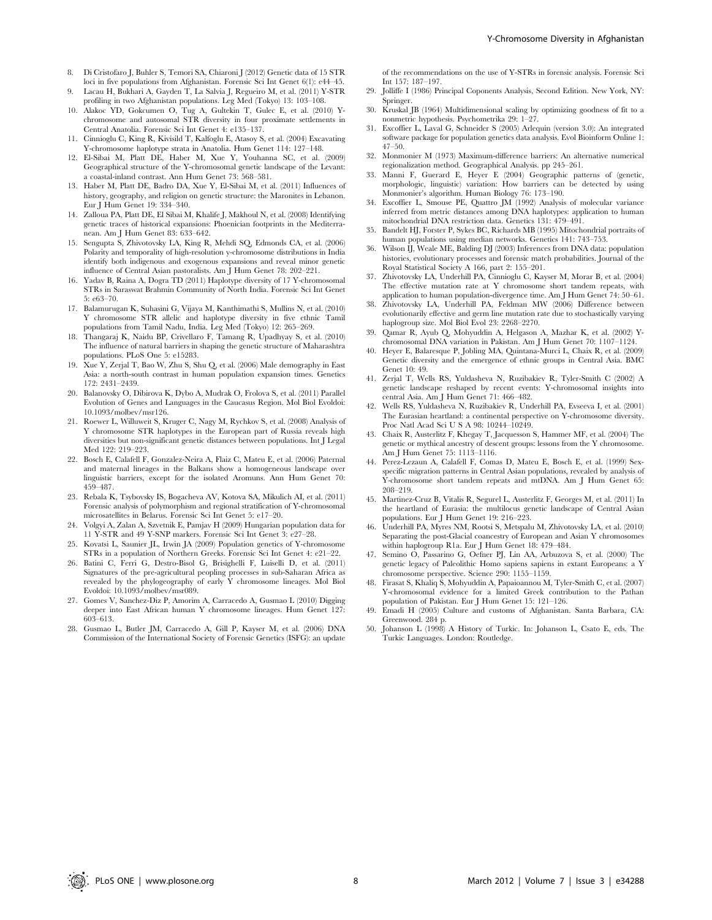8. Di Cristofaro J, Buhler S, Temori SA, Chiaroni J (2012) Genetic data of 15 STR loci in five populations from Afghanistan. Forensic Sci Int Genet 6(1): e44–45.
9. Lacau H, Bukhari A, Gayden T, La Salvia J, Regueiro M, et al. (2011) Y-STR profiling in two Afghanistan populations. Leg Med (Tokyo) 13: 103–108.
10. Alakoc YD, Gokcumen O, Tug A, Gultekin T, Gulec E, et al. (2010) Y-chromosome and autosomal STR diversity in four proximate settlements in Central Anatolia. Forensic Sci Int Genet 4: e135–137.
11. Cinnioglu C, King R, Kivisild T, Kalfoglu E, Atasoy S, et al. (2004) Excavating Y-chromosome haplotype strata in Anatolia. Hum Genet 114: 127–148.
12. El-Sibai M, Platt DE, Haber M, Xue Y, Youhanna SC, et al. (2009) Geographical structure of the Y-chromosomal genetic landscape of the Levant: a coastal-inland contrast. Ann Hum Genet 73: 568–581.
13. Haber M, Platt DE, Badro DA, Xue Y, El-Sibai M, et al. (2011) Influences of history, geography, and religion on genetic structure: the Maronites in Lebanon. Eur J Hum Genet 19: 334–340.
14. Zalloua PA, Platt DE, El Sibai M, Khalife J, Makhoul N, et al. (2008) Identifying genetic traces of historical expansions: Phoenician footprints in the Mediterranean. Am J Hum Genet 83: 633–642.
15. Sengupta S, Zhivotovsky LA, King R, Mehdi SQ, Edmonds CA, et al. (2006) Polarity and temporality of high-resolution y-chromosome distributions in India identify both indigenous and exogenous expansions and reveal minor genetic influence of Central Asian pastoralists. Am J Hum Genet 78: 202–221.
16. Yadav B, Raina A, Dogra TD (2011) Haplotype diversity of 17 Y-chromosomal STRs in Saraswat Brahmin Community of North India. Forensic Sci Int Genet 5: e63–70.
17. Balamurugan K, Suhasini G, Vijaya M, Kanthimathi S, Mullins N, et al. (2010) Y chromosome STR allelic and haplotype diversity in five ethnic Tamil populations from Tamil Nadu, India. Leg Med (Tokyo) 12: 265–269.
18. Thangaraj K, Naidu BP, Crivellaro F, Tamang R, Upadhyay S, et al. (2010) The influence of natural barriers in shaping the genetic structure of Maharashtra populations. PLoS One 5: e15283.
19. Xue Y, Zerjal T, Bao W, Zhu S, Shu Q, et al. (2006) Male demography in East Asia: a north-south contrast in human population expansion times. Genetics 172: 2431–2439.
20. Balanovsky O, Dibirova K, Dybo A, Mudrak O, Frolova S, et al. (2011) Parallel Evolution of Genes and Languages in the Caucasus Region. Mol Biol Evoldoi: 10.1093/molbev/msr126.
21. Roewer L, Willuweit S, Kruger C, Nagy M, Rychkov S, et al. (2008) Analysis of Y chromosome STR haplotypes in the European part of Russia reveals high diversities but non-significant genetic distances between populations. Int J Legal Med 122: 219–223.
22. Bosch E, Calafell F, Gonzalez-Neira A, Flaiz C, Mateu E, et al. (2006) Paternal and maternal lineages in the Balkans show a homogeneous landscape over linguistic barriers, except for the isolated Aromuns. Ann Hum Genet 70: 459–487.
23. Rebala K, Tsybovsky IS, Bogacheva AV, Kotova SA, Mikulich AI, et al. (2011) Forensic analysis of polymorphism and regional stratification of Y-chromosomal microsatellites in Belarus. Forensic Sci Int Genet 5: e17–20.
24. Volgyi A, Zalan A, Szvetnik E, Pamjav H (2009) Hungarian population data for 11 Y-STR and 49 Y-SNP markers. Forensic Sci Int Genet 3: e27–28.
25. Kovatsi L, Saunier JL, Irwin JA (2009) Population genetics of Y-chromosome STRs in a population of Northern Greeks. Forensic Sci Int Genet 4: e21–22.
26. Batini C, Ferri G, Destro-Bisol G, Brisighelli F, Luiselli D, et al. (2011) Signatures of the pre-agricultural peopling processes in sub-Saharan Africa as revealed by the phylogeography of early Y chromosome lineages. Mol Biol Evoldoi: 10.1093/molbev/msr089.
27. Gomes V, Sanchez-Diz P, Amorim A, Carracedo A, Gusmao L (2010) Digging deeper into East African human Y chromosome lineages. Hum Genet 127: 603–613.
28. Gusmao L, Butler JM, Carracedo A, Gill P, Kayser M, et al. (2006) DNA Commission of the International Society of Forensic Genetics (ISFG): an update of the recommendations on the use of Y-STRs in forensic analysis. Forensic Sci Int 157: 187–197.
29. Jolliffe I (1986) Principal Coponents Analysis, Second Edition. New York, NY: Springer.
30. Kruskal JB (1964) Multidimensional scaling by optimizing goodness of fit to a nonmetric hypothesis. Psychometrika 29: 1–27.
31. Excoffier L, Laval G, Schneider S (2005) Arlequin (version 3.0): An integrated software package for population genetics data analysis. Evol Bioinform Online 1: 47–50.
32. Monmonier M (1973) Maximum-difference barriers: An alternative numerical regionalization method. Geographical Analysis. pp 245–261.
33. Manni F, Guerard E, Heyer E (2004) Geographic patterns of (genetic, morphologic, linguistic) variation: How barriers can be detected by using Monmonier's algorithm. Human Biology 76: 173–190.
34. Excoffier L, Smouse PE, Quattro JM (1992) Analysis of molecular variance inferred from metric distances among DNA haplotypes: application to human mitochondrial DNA restriction data. Genetics 131: 479–491.
35. Bandelt HJ, Forster P, Sykes BC, Richards MB (1995) Mitochondrial portraits of human populations using median networks. Genetics 141: 743–753.
36. Wilson IJ, Weale ME, Balding DJ (2003) Inferences from DNA data: population histories, evolutionary processes and forensic match probabilities. Journal of the Royal Statistical Society A 166, part 2: 155–201.
37. Zhivotovsky LA, Underhill PA, Cinnioglu C, Kayser M, Morar B, et al. (2004) The effective mutation rate at Y chromosome short tandem repeats, with application to human population-divergence time. Am J Hum Genet 74: 50–61.
38. Zhivotovsky LA, Underhill PA, Feldman MW (2006) Difference between evolutionarily effective and germ line mutation rate due to stochastically varying haplogroup size. Mol Biol Evol 23: 2268–2270.
39. Qamar R, Ayub Q, Mohyuddin A, Helgason A, Mazhar K, et al. (2002) Y-chromosomal DNA variation in Pakistan. Am J Hum Genet 70: 1107–1124.
40. Heyer E, Balaresque P, Jobling MA, Quintana-Murci L, Chaix R, et al. (2009) Genetic diversity and the emergence of ethnic groups in Central Asia. BMC Genet 10: 49.
41. Zerjal T, Wells RS, Yuldasheva N, Ruzibakiev R, Tyler-Smith C (2002) A genetic landscape reshaped by recent events: Y-chromosomal insights into central Asia. Am J Hum Genet 71: 466–482.
42. Wells RS, Yuldasheva N, Ruzibakiev R, Underhill PA, Evseeva I, et al. (2001) The Eurasian heartland: a continental perspective on Y-chromosome diversity. Proc Natl Acad Sci U S A 98: 10244–10249.
43. Chaix R, Austerlitz F, Khegay T, Jacquesson S, Hammer MF, et al. (2004) The genetic or mythical ancestry of descent groups: lessons from the Y chromosome. Am J Hum Genet 75: 1113–1116.
44. Perez-Lezaun A, Calafell F, Comas D, Mateu E, Bosch E, et al. (1999) Sex-specific migration patterns in Central Asian populations, revealed by analysis of Y-chromosome short tandem repeats and mtDNA. Am J Hum Genet 65: 208–219.
45. Martinez-Cruz B, Vitalis R, Segurel L, Austerlitz F, Georges M, et al. (2011) In the heartland of Eurasia: the multilocus genetic landscape of Central Asian populations. Eur J Hum Genet 19: 216–223.
46. Underhill PA, Myres NM, Rootsi S, Metspalu M, Zhivotovsky LA, et al. (2010) Separating the post-Glacial coancestry of European and Asian Y chromosomes within haplogroup R1a. Eur J Hum Genet 18: 479–484.
47. Semino O, Passarino G, Oefner PJ, Lin AA, Arbuzova S, et al. (2000) The genetic legacy of Paleolithic Homo sapiens sapiens in extant Europeans: a Y chromosome perspective. Science 290: 1155–1159.
48. Firasat S, Khaliq S, Mohyuddin A, Papaioannou M, Tyler-Smith C, et al. (2007) Y-chromosomal evidence for a limited Greek contribution to the Pathan population of Pakistan. Eur J Hum Genet 15: 121–126.
49. Emadi H (2005) Culture and customs of Afghanistan. Santa Barbara, CA: Greenwood. 284 p.
50. Johanson L (1998) A History of Turkic. In: Johanson L, Csato E, eds. The Turkic Languages. London: Routledge.